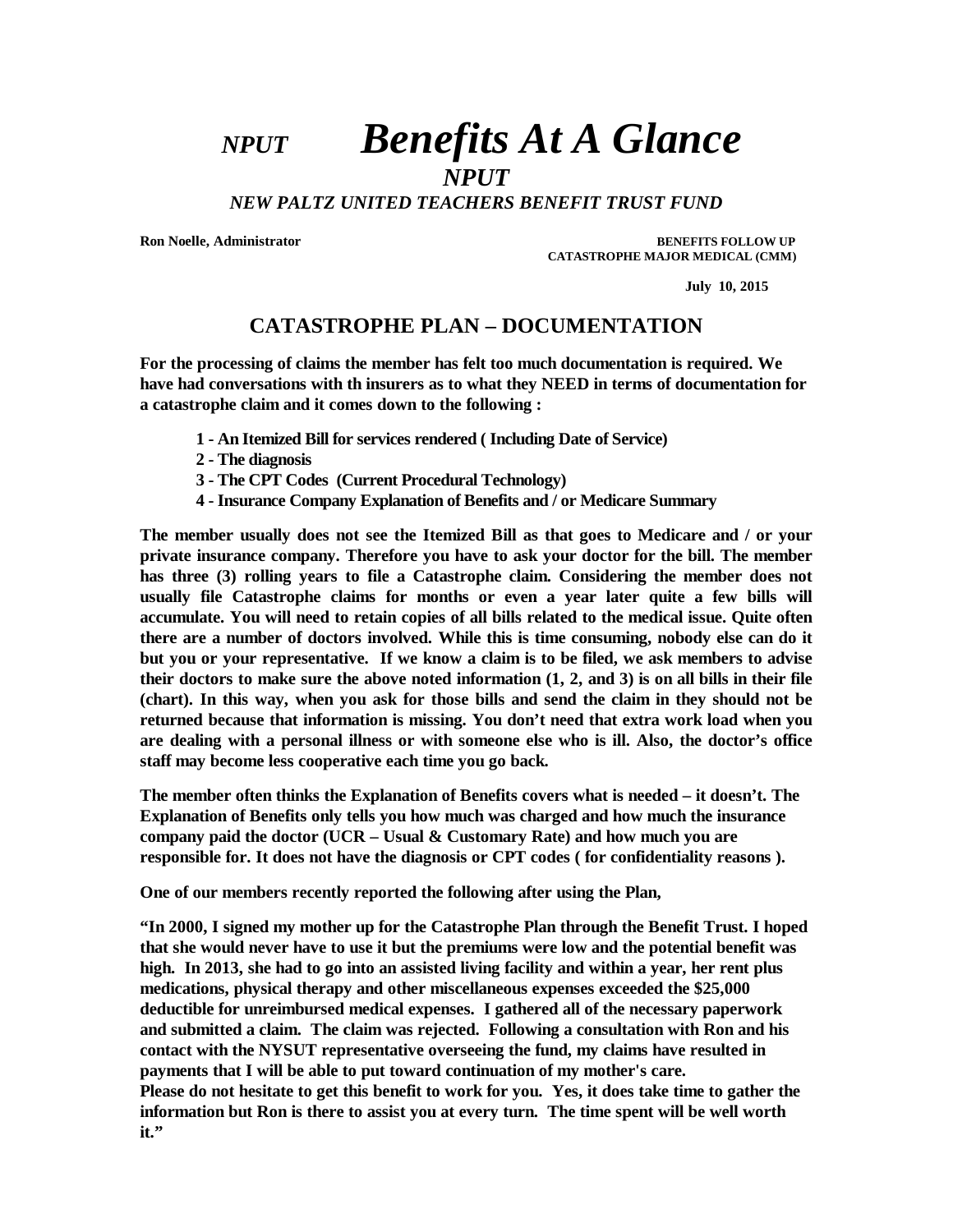# *NPUT* *Benefits At A Glance*

*NPUT*

*NEW PALTZ UNITED TEACHERS BENEFIT TRUST FUND*

**Ron Noelle, Administrator**

**BENEFITS FOLLOW UP**
**CATASTROPHE MAJOR MEDICAL (CMM)**

**July 10, 2015**

## CATASTROPHE PLAN – DOCUMENTATION

**For the processing of claims the member has felt too much documentation is required. We have had conversations with th insurers as to what they NEED in terms of documentation for a catastrophe claim and it comes down to the following :**

**1 - An Itemized Bill for services rendered ( Including Date of Service)**
**2 - The diagnosis**
**3 - The CPT Codes (Current Procedural Technology)**
**4 - Insurance Company Explanation of Benefits and / or Medicare Summary**

**The member usually does not see the Itemized Bill as that goes to Medicare and / or your private insurance company. Therefore you have to ask your doctor for the bill. The member has three (3) rolling years to file a Catastrophe claim. Considering the member does not usually file Catastrophe claims for months or even a year later quite a few bills will accumulate. You will need to retain copies of all bills related to the medical issue. Quite often there are a number of doctors involved. While this is time consuming, nobody else can do it but you or your representative. If we know a claim is to be filed, we ask members to advise their doctors to make sure the above noted information (1, 2, and 3) is on all bills in their file (chart). In this way, when you ask for those bills and send the claim in they should not be returned because that information is missing. You don't need that extra work load when you are dealing with a personal illness or with someone else who is ill. Also, the doctor's office staff may become less cooperative each time you go back.**

**The member often thinks the Explanation of Benefits covers what is needed – it doesn't. The Explanation of Benefits only tells you how much was charged and how much the insurance company paid the doctor (UCR – Usual & Customary Rate) and how much you are responsible for. It does not have the diagnosis or CPT codes ( for confidentiality reasons ).**

**One of our members recently reported the following after using the Plan,**

**"In 2000, I signed my mother up for the Catastrophe Plan through the Benefit Trust. I hoped that she would never have to use it but the premiums were low and the potential benefit was high. In 2013, she had to go into an assisted living facility and within a year, her rent plus medications, physical therapy and other miscellaneous expenses exceeded the $25,000 deductible for unreimbursed medical expenses. I gathered all of the necessary paperwork and submitted a claim. The claim was rejected. Following a consultation with Ron and his contact with the NYSUT representative overseeing the fund, my claims have resulted in payments that I will be able to put toward continuation of my mother's care.**
**Please do not hesitate to get this benefit to work for you. Yes, it does take time to gather the information but Ron is there to assist you at every turn. The time spent will be well worth it."**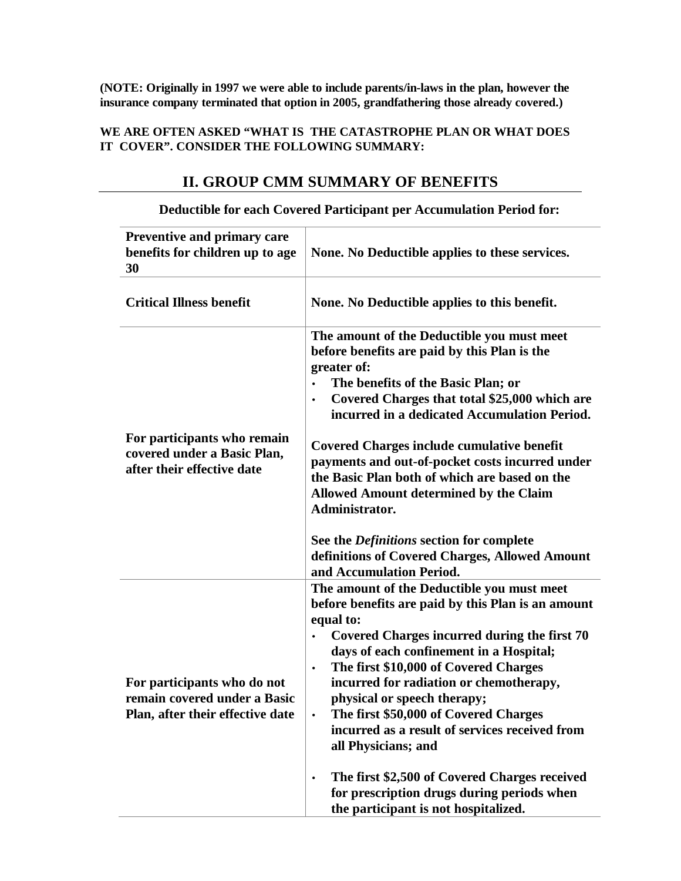**(NOTE: Originally in 1997 we were able to include parents/in-laws in the plan, however the insurance company terminated that option in 2005, grandfathering those already covered.)**

**WE ARE OFTEN ASKED "WHAT IS THE CATASTROPHE PLAN OR WHAT DOES IT COVER". CONSIDER THE FOLLOWING SUMMARY:**

## II. GROUP CMM SUMMARY OF BENEFITS

**Deductible for each Covered Participant per Accumulation Period for:**

| | |
|---|---|
| **Preventive and primary care benefits for children up to age 30** | **None. No Deductible applies to these services.** |
| **Critical Illness benefit** | **None. No Deductible applies to this benefit.** |
| **For participants who remain covered under a Basic Plan, after their effective date** | **The amount of the Deductible you must meet before benefits are paid by this Plan is the greater of:**<br>• **The benefits of the Basic Plan; or**<br>• **Covered Charges that total $25,000 which are incurred in a dedicated Accumulation Period.**<br><br>**Covered Charges include cumulative benefit payments and out-of-pocket costs incurred under the Basic Plan both of which are based on the Allowed Amount determined by the Claim Administrator.**<br><br>**See the *Definitions* section for complete definitions of Covered Charges, Allowed Amount and Accumulation Period.** |
| **For participants who do not remain covered under a Basic Plan, after their effective date** | **The amount of the Deductible you must meet before benefits are paid by this Plan is an amount equal to:**<br>• **Covered Charges incurred during the first 70 days of each confinement in a Hospital;**<br>• **The first $10,000 of Covered Charges incurred for radiation or chemotherapy, physical or speech therapy;**<br>• **The first $50,000 of Covered Charges incurred as a result of services received from all Physicians; and**<br>• **The first $2,500 of Covered Charges received for prescription drugs during periods when the participant is not hospitalized.** |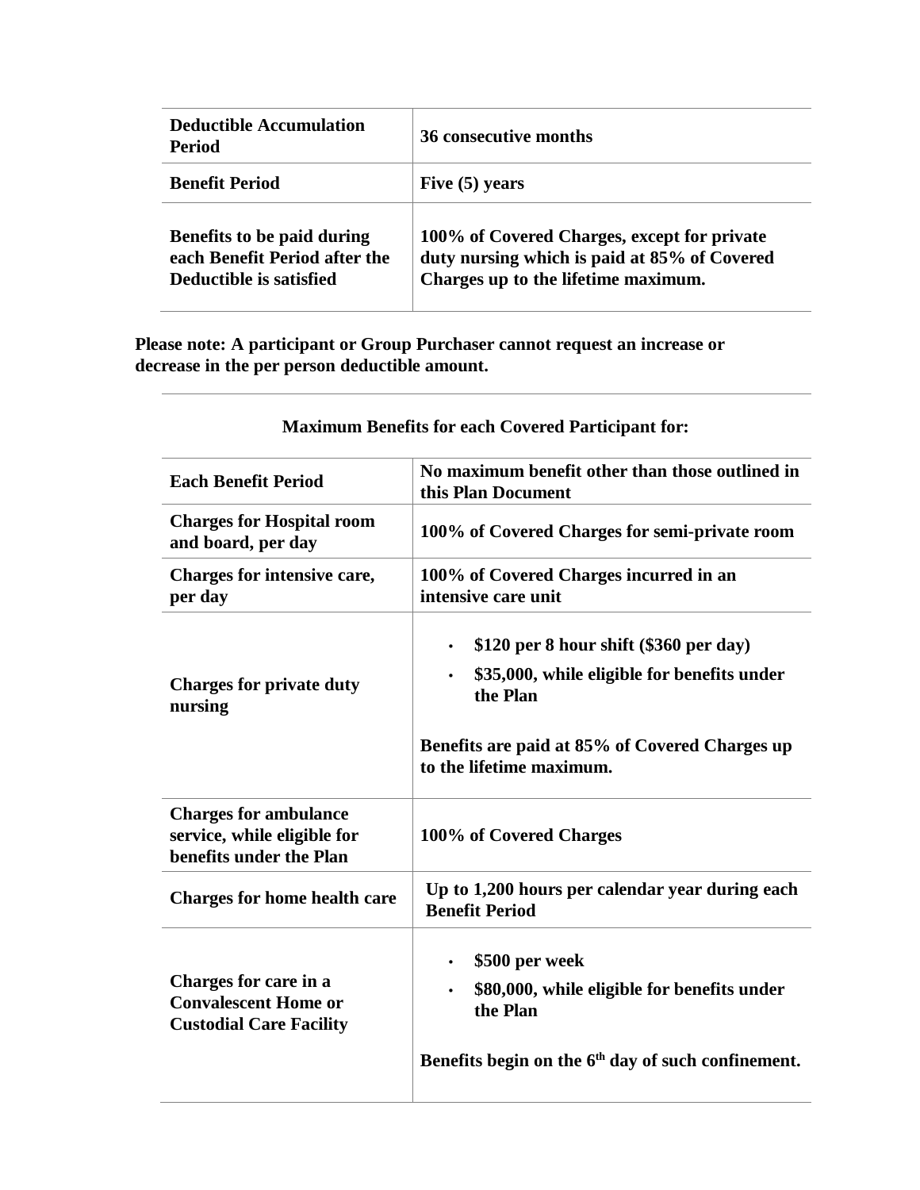| | |
|---|---|
| **Deductible Accumulation Period** | **36 consecutive months** |
| **Benefit Period** | **Five (5) years** |
| **Benefits to be paid during each Benefit Period after the Deductible is satisfied** | **100% of Covered Charges, except for private duty nursing which is paid at 85% of Covered Charges up to the lifetime maximum.** |

**Please note: A participant or Group Purchaser cannot request an increase or decrease in the per person deductible amount.**

**Maximum Benefits for each Covered Participant for:**

| | |
|---|---|
| **Each Benefit Period** | **No maximum benefit other than those outlined in this Plan Document** |
| **Charges for Hospital room and board, per day** | **100% of Covered Charges for semi-private room** |
| **Charges for intensive care, per day** | **100% of Covered Charges incurred in an intensive care unit** |
| **Charges for private duty nursing** | • **\$120 per 8 hour shift (\$360 per day)**<br>• **\$35,000, while eligible for benefits under the Plan**<br><br>**Benefits are paid at 85% of Covered Charges up to the lifetime maximum.** |
| **Charges for ambulance service, while eligible for benefits under the Plan** | **100% of Covered Charges** |
| **Charges for home health care** | **Up to 1,200 hours per calendar year during each Benefit Period** |
| **Charges for care in a Convalescent Home or Custodial Care Facility** | • **\$500 per week**<br>• **\$80,000, while eligible for benefits under the Plan**<br><br>**Benefits begin on the 6th day of such confinement.** |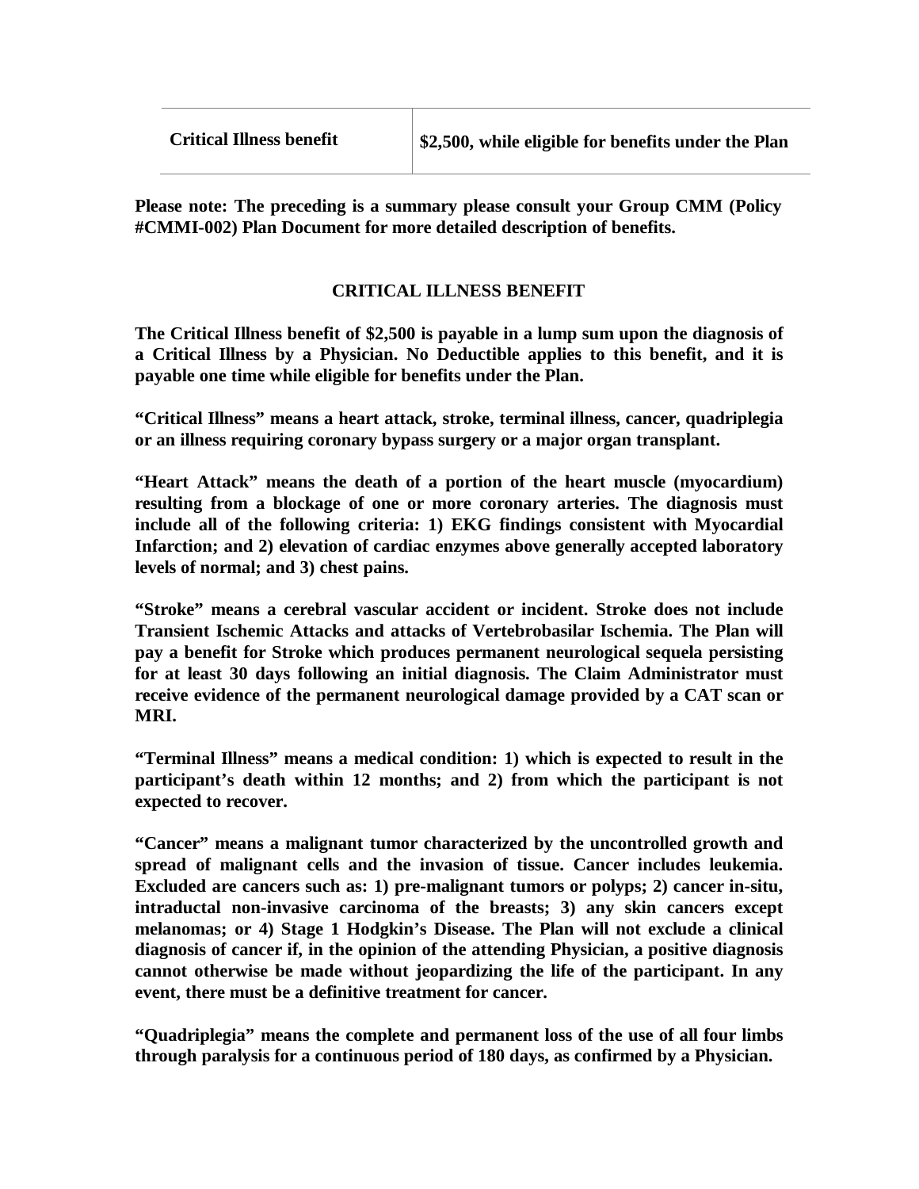| | |
|---|---|
| **Critical Illness benefit** | **$2,500, while eligible for benefits under the Plan** |

**Please note: The preceding is a summary please consult your Group CMM (Policy #CMMI-002) Plan Document for more detailed description of benefits.**

## CRITICAL ILLNESS BENEFIT

**The Critical Illness benefit of $2,500 is payable in a lump sum upon the diagnosis of a Critical Illness by a Physician. No Deductible applies to this benefit, and it is payable one time while eligible for benefits under the Plan.**

**"Critical Illness" means a heart attack, stroke, terminal illness, cancer, quadriplegia or an illness requiring coronary bypass surgery or a major organ transplant.**

**"Heart Attack" means the death of a portion of the heart muscle (myocardium) resulting from a blockage of one or more coronary arteries. The diagnosis must include all of the following criteria: 1) EKG findings consistent with Myocardial Infarction; and 2) elevation of cardiac enzymes above generally accepted laboratory levels of normal; and 3) chest pains.**

**"Stroke" means a cerebral vascular accident or incident. Stroke does not include Transient Ischemic Attacks and attacks of Vertebrobasilar Ischemia. The Plan will pay a benefit for Stroke which produces permanent neurological sequela persisting for at least 30 days following an initial diagnosis. The Claim Administrator must receive evidence of the permanent neurological damage provided by a CAT scan or MRI.**

**"Terminal Illness" means a medical condition: 1) which is expected to result in the participant's death within 12 months; and 2) from which the participant is not expected to recover.**

**"Cancer" means a malignant tumor characterized by the uncontrolled growth and spread of malignant cells and the invasion of tissue. Cancer includes leukemia. Excluded are cancers such as: 1) pre-malignant tumors or polyps; 2) cancer in-situ, intraductal non-invasive carcinoma of the breasts; 3) any skin cancers except melanomas; or 4) Stage 1 Hodgkin's Disease. The Plan will not exclude a clinical diagnosis of cancer if, in the opinion of the attending Physician, a positive diagnosis cannot otherwise be made without jeopardizing the life of the participant. In any event, there must be a definitive treatment for cancer.**

**"Quadriplegia" means the complete and permanent loss of the use of all four limbs through paralysis for a continuous period of 180 days, as confirmed by a Physician.**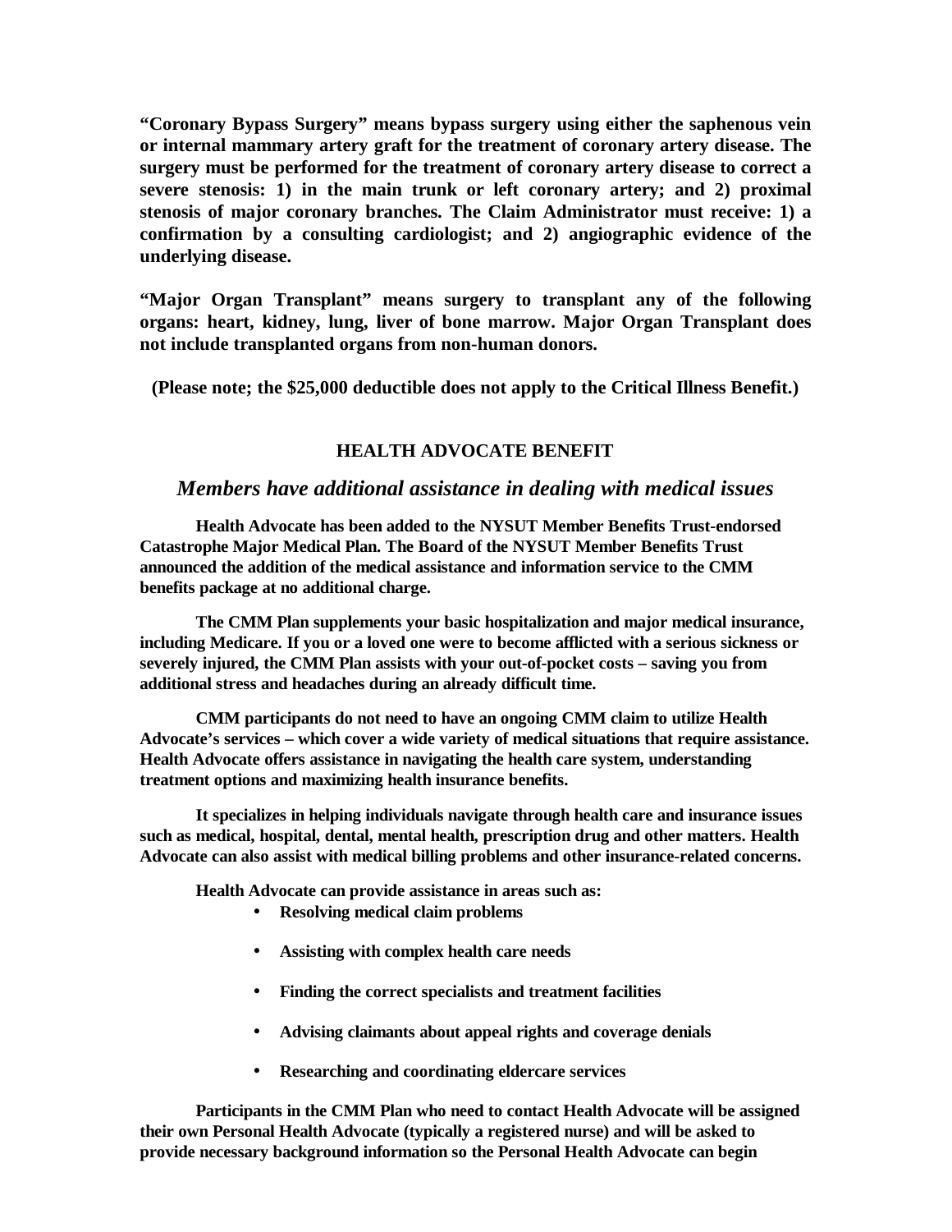**"Coronary Bypass Surgery" means bypass surgery using either the saphenous vein or internal mammary artery graft for the treatment of coronary artery disease. The surgery must be performed for the treatment of coronary artery disease to correct a severe stenosis: 1) in the main trunk or left coronary artery; and 2) proximal stenosis of major coronary branches. The Claim Administrator must receive: 1) a confirmation by a consulting cardiologist; and 2) angiographic evidence of the underlying disease.**

**"Major Organ Transplant" means surgery to transplant any of the following organs: heart, kidney, lung, liver of bone marrow. Major Organ Transplant does not include transplanted organs from non-human donors.**

**(Please note; the $25,000 deductible does not apply to the Critical Illness Benefit.)**

## HEALTH ADVOCATE BENEFIT

***Members have additional assistance in dealing with medical issues***

**Health Advocate has been added to the NYSUT Member Benefits Trust-endorsed Catastrophe Major Medical Plan. The Board of the NYSUT Member Benefits Trust announced the addition of the medical assistance and information service to the CMM benefits package at no additional charge.**

**The CMM Plan supplements your basic hospitalization and major medical insurance, including Medicare. If you or a loved one were to become afflicted with a serious sickness or severely injured, the CMM Plan assists with your out-of-pocket costs – saving you from additional stress and headaches during an already difficult time.**

**CMM participants do not need to have an ongoing CMM claim to utilize Health Advocate's services – which cover a wide variety of medical situations that require assistance. Health Advocate offers assistance in navigating the health care system, understanding treatment options and maximizing health insurance benefits.**

**It specializes in helping individuals navigate through health care and insurance issues such as medical, hospital, dental, mental health, prescription drug and other matters. Health Advocate can also assist with medical billing problems and other insurance-related concerns.**

**Health Advocate can provide assistance in areas such as:**

- **Resolving medical claim problems**
- **Assisting with complex health care needs**
- **Finding the correct specialists and treatment facilities**
- **Advising claimants about appeal rights and coverage denials**
- **Researching and coordinating eldercare services**

**Participants in the CMM Plan who need to contact Health Advocate will be assigned their own Personal Health Advocate (typically a registered nurse) and will be asked to provide necessary background information so the Personal Health Advocate can begin**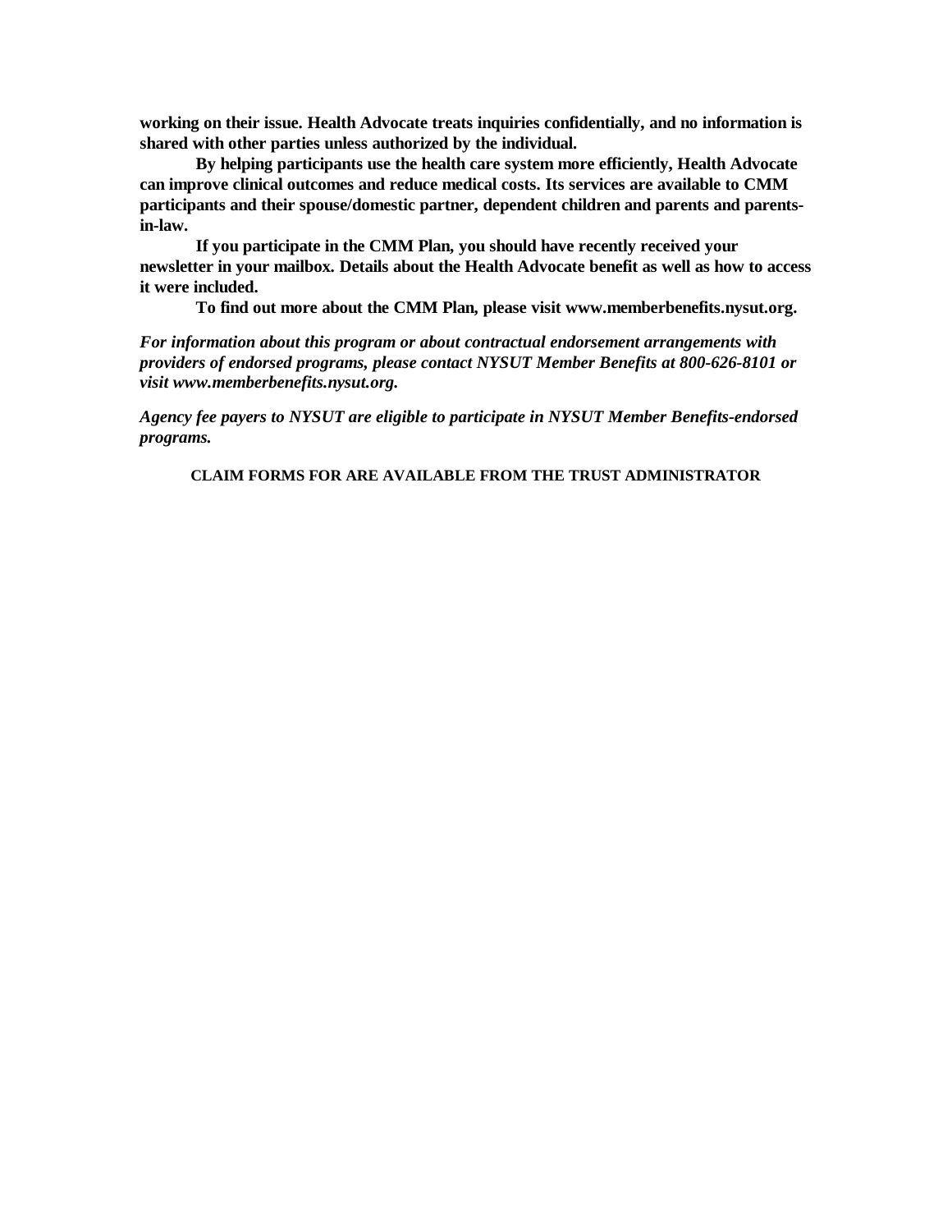**working on their issue. Health Advocate treats inquiries confidentially, and no information is shared with other parties unless authorized by the individual.**

**By helping participants use the health care system more efficiently, Health Advocate can improve clinical outcomes and reduce medical costs. Its services are available to CMM participants and their spouse/domestic partner, dependent children and parents and parents-in-law.**

**If you participate in the CMM Plan, you should have recently received your newsletter in your mailbox. Details about the Health Advocate benefit as well as how to access it were included.**

**To find out more about the CMM Plan, please visit www.memberbenefits.nysut.org.**

***For information about this program or about contractual endorsement arrangements with providers of endorsed programs, please contact NYSUT Member Benefits at 800-626-8101 or visit www.memberbenefits.nysut.org.***

***Agency fee payers to NYSUT are eligible to participate in NYSUT Member Benefits-endorsed programs.***

**CLAIM FORMS FOR ARE AVAILABLE FROM THE TRUST ADMINISTRATOR**